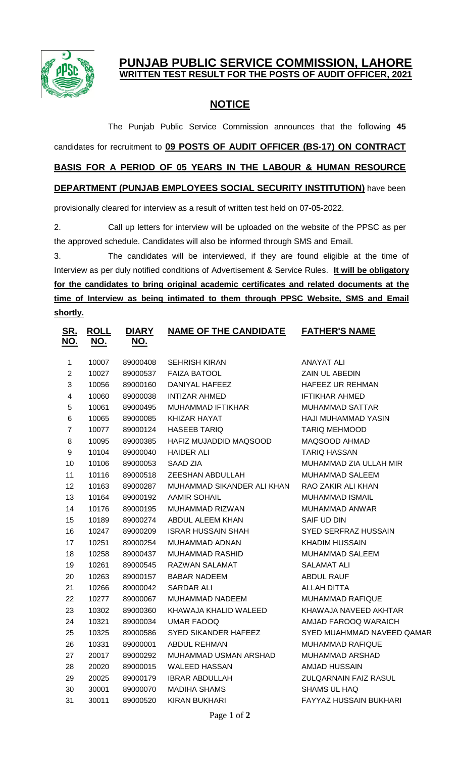# PUNJAB PUBLIC SERVICE COMMISSION, LAHORE

## WRITTEN TEST RESULT FOR THE POSTS OF AUDIT OFFICER, 2021

## NOTICE

The Punjab Public Service Commission announces that the following **45** candidates for recruitment to **09 POSTS OF AUDIT OFFICER (BS-17) ON CONTRACT BASIS FOR A PERIOD OF 05 YEARS IN THE LABOUR & HUMAN RESOURCE DEPARTMENT (PUNJAB EMPLOYEES SOCIAL SECURITY INSTITUTION)** have been provisionally cleared for interview as a result of written test held on 07-05-2022.

2. Call up letters for interview will be uploaded on the website of the PPSC as per the approved schedule. Candidates will also be informed through SMS and Email.

3. The candidates will be interviewed, if they are found eligible at the time of Interview as per duly notified conditions of Advertisement & Service Rules. **It will be obligatory for the candidates to bring original academic certificates and related documents at the time of Interview as being intimated to them through PPSC Website, SMS and Email shortly.**

| SR. NO. | ROLL NO. | DIARY NO. | NAME OF THE CANDIDATE | FATHER'S NAME |
|---|---|---|---|---|
| 1 | 10007 | 89000408 | SEHRISH KIRAN | ANAYAT ALI |
| 2 | 10027 | 89000537 | FAIZA BATOOL | ZAIN UL ABEDIN |
| 3 | 10056 | 89000160 | DANIYAL HAFEEZ | HAFEEZ UR REHMAN |
| 4 | 10060 | 89000038 | INTIZAR AHMED | IFTIKHAR AHMED |
| 5 | 10061 | 89000495 | MUHAMMAD IFTIKHAR | MUHAMMAD SATTAR |
| 6 | 10065 | 89000085 | KHIZAR HAYAT | HAJI MUHAMMAD YASIN |
| 7 | 10077 | 89000124 | HASEEB TARIQ | TARIQ MEHMOOD |
| 8 | 10095 | 89000385 | HAFIZ MUJADDID MAQSOOD | MAQSOOD AHMAD |
| 9 | 10104 | 89000040 | HAIDER ALI | TARIQ HASSAN |
| 10 | 10106 | 89000053 | SAAD ZIA | MUHAMMAD ZIA ULLAH MIR |
| 11 | 10116 | 89000518 | ZEESHAN ABDULLAH | MUHAMMAD SALEEM |
| 12 | 10163 | 89000287 | MUHAMMAD SIKANDER ALI KHAN | RAO ZAKIR ALI KHAN |
| 13 | 10164 | 89000192 | AAMIR SOHAIL | MUHAMMAD ISMAIL |
| 14 | 10176 | 89000195 | MUHAMMAD RIZWAN | MUHAMMAD ANWAR |
| 15 | 10189 | 89000274 | ABDUL ALEEM KHAN | SAIF UD DIN |
| 16 | 10247 | 89000209 | ISRAR HUSSAIN SHAH | SYED SERFRAZ HUSSAIN |
| 17 | 10251 | 89000254 | MUHAMMAD ADNAN | KHADIM HUSSAIN |
| 18 | 10258 | 89000437 | MUHAMMAD RASHID | MUHAMMAD SALEEM |
| 19 | 10261 | 89000545 | RAZWAN SALAMAT | SALAMAT ALI |
| 20 | 10263 | 89000157 | BABAR NADEEM | ABDUL RAUF |
| 21 | 10266 | 89000042 | SARDAR ALI | ALLAH DITTA |
| 22 | 10277 | 89000067 | MUHAMMAD NADEEM | MUHAMMAD RAFIQUE |
| 23 | 10302 | 89000360 | KHAWAJA KHALID WALEED | KHAWAJA NAVEED AKHTAR |
| 24 | 10321 | 89000034 | UMAR FAOOQ | AMJAD FAROOQ WARAICH |
| 25 | 10325 | 89000586 | SYED SIKANDER HAFEEZ | SYED MUAHMMAD NAVEED QAMAR |
| 26 | 10331 | 89000001 | ABDUL REHMAN | MUHAMMAD RAFIQUE |
| 27 | 20017 | 89000292 | MUHAMMAD USMAN ARSHAD | MUHAMMAD ARSHAD |
| 28 | 20020 | 89000015 | WALEED HASSAN | AMJAD HUSSAIN |
| 29 | 20025 | 89000179 | IBRAR ABDULLAH | ZULQARNAIN FAIZ RASUL |
| 30 | 30001 | 89000070 | MADIHA SHAMS | SHAMS UL HAQ |
| 31 | 30011 | 89000520 | KIRAN BUKHARI | FAYYAZ HUSSAIN BUKHARI |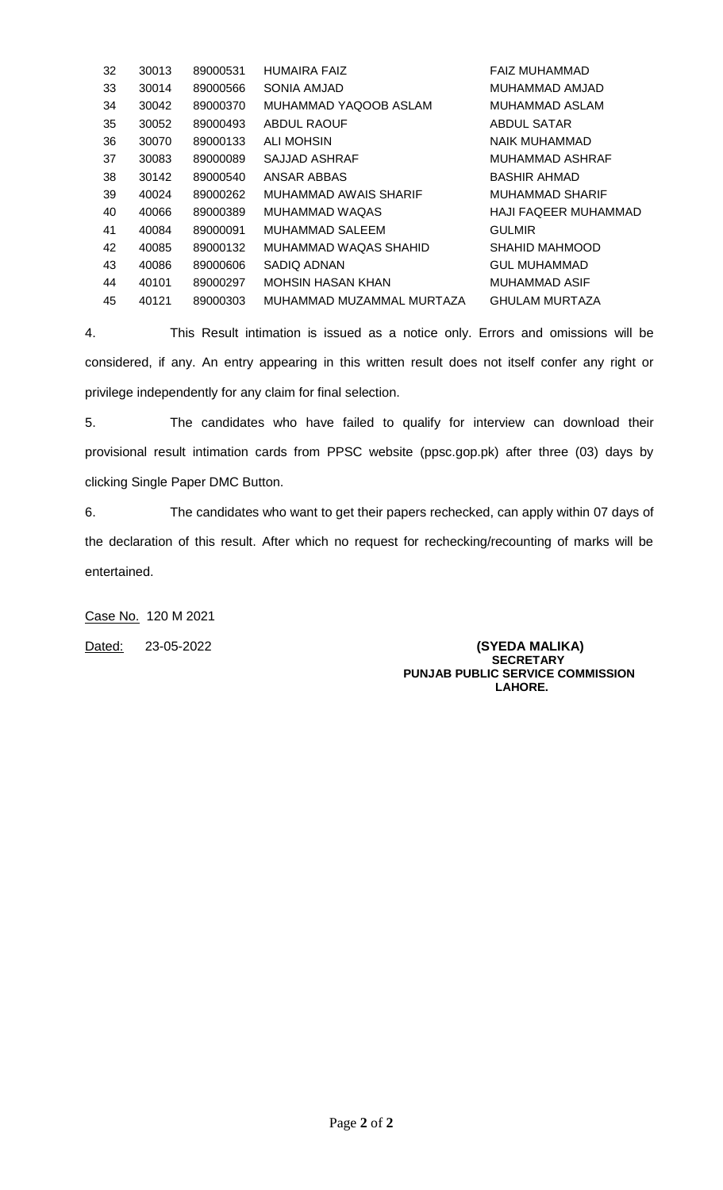| | | | | |
|---|---|---|---|---|
| 32 | 30013 | 89000531 | HUMAIRA FAIZ | FAIZ MUHAMMAD |
| 33 | 30014 | 89000566 | SONIA AMJAD | MUHAMMAD AMJAD |
| 34 | 30042 | 89000370 | MUHAMMAD YAQOOB ASLAM | MUHAMMAD ASLAM |
| 35 | 30052 | 89000493 | ABDUL RAOUF | ABDUL SATAR |
| 36 | 30070 | 89000133 | ALI MOHSIN | NAIK MUHAMMAD |
| 37 | 30083 | 89000089 | SAJJAD ASHRAF | MUHAMMAD ASHRAF |
| 38 | 30142 | 89000540 | ANSAR ABBAS | BASHIR AHMAD |
| 39 | 40024 | 89000262 | MUHAMMAD AWAIS SHARIF | MUHAMMAD SHARIF |
| 40 | 40066 | 89000389 | MUHAMMAD WAQAS | HAJI FAQEER MUHAMMAD |
| 41 | 40084 | 89000091 | MUHAMMAD SALEEM | GULMIR |
| 42 | 40085 | 89000132 | MUHAMMAD WAQAS SHAHID | SHAHID MAHMOOD |
| 43 | 40086 | 89000606 | SADIQ ADNAN | GUL MUHAMMAD |
| 44 | 40101 | 89000297 | MOHSIN HASAN KHAN | MUHAMMAD ASIF |
| 45 | 40121 | 89000303 | MUHAMMAD MUZAMMAL MURTAZA | GHULAM MURTAZA |

4. This Result intimation is issued as a notice only. Errors and omissions will be considered, if any. An entry appearing in this written result does not itself confer any right or privilege independently for any claim for final selection.

5. The candidates who have failed to qualify for interview can download their provisional result intimation cards from PPSC website (ppsc.gop.pk) after three (03) days by clicking Single Paper DMC Button.

6. The candidates who want to get their papers rechecked, can apply within 07 days of the declaration of this result. After which no request for rechecking/recounting of marks will be entertained.

Case No. 120 M 2021

Dated: 23-05-2022

**(SYEDA MALIKA)**
**SECRETARY**
**PUNJAB PUBLIC SERVICE COMMISSION**
**LAHORE.**